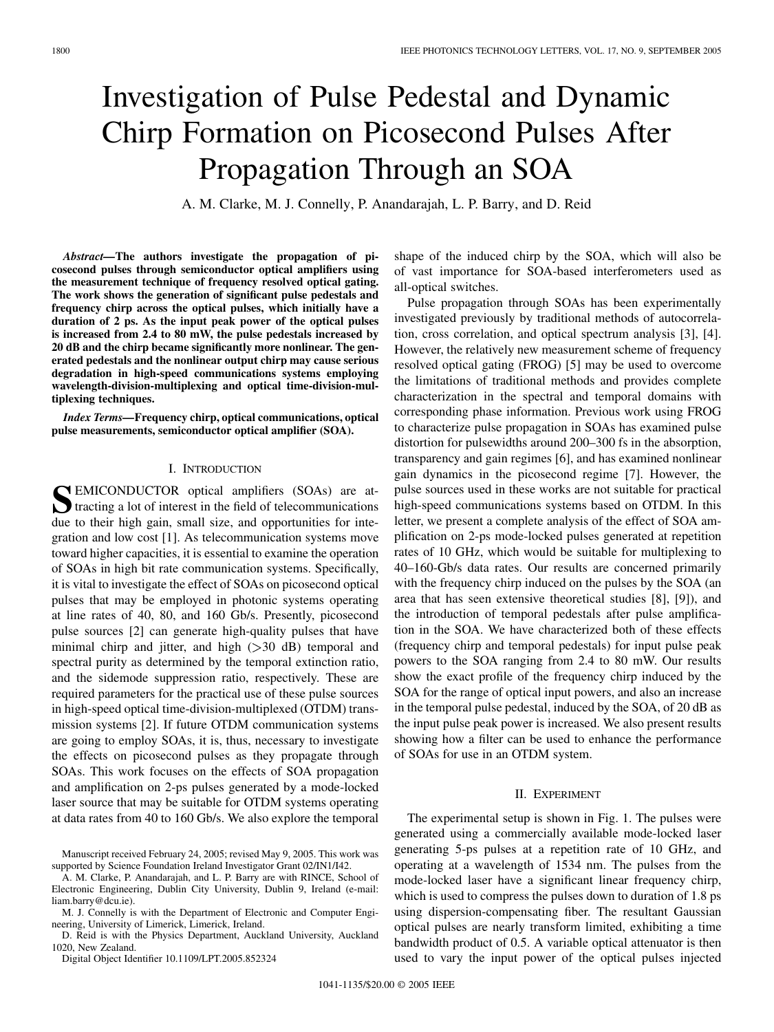# Investigation of Pulse Pedestal and Dynamic Chirp Formation on Picosecond Pulses After Propagation Through an SOA

A. M. Clarke, M. J. Connelly, P. Anandarajah, L. P. Barry, and D. Reid

***Abstract*—The authors investigate the propagation of picosecond pulses through semiconductor optical amplifiers using the measurement technique of frequency resolved optical gating. The work shows the generation of significant pulse pedestals and frequency chirp across the optical pulses, which initially have a duration of 2 ps. As the input peak power of the optical pulses is increased from 2.4 to 80 mW, the pulse pedestals increased by 20 dB and the chirp became significantly more nonlinear. The generated pedestals and the nonlinear output chirp may cause serious degradation in high-speed communications systems employing wavelength-division-multiplexing and optical time-division-multiplexing techniques.**

***Index Terms*—Frequency chirp, optical communications, optical pulse measurements, semiconductor optical amplifier (SOA).**

## I. Introduction

SEMICONDUCTOR optical amplifiers (SOAs) are attracting a lot of interest in the field of telecommunications due to their high gain, small size, and opportunities for integration and low cost [1]. As telecommunication systems move toward higher capacities, it is essential to examine the operation of SOAs in high bit rate communication systems. Specifically, it is vital to investigate the effect of SOAs on picosecond optical pulses that may be employed in photonic systems operating at line rates of 40, 80, and 160 Gb/s. Presently, picosecond pulse sources [2] can generate high-quality pulses that have minimal chirp and jitter, and high (>30 dB) temporal and spectral purity as determined by the temporal extinction ratio, and the sidemode suppression ratio, respectively. These are required parameters for the practical use of these pulse sources in high-speed optical time-division-multiplexed (OTDM) transmission systems [2]. If future OTDM communication systems are going to employ SOAs, it is, thus, necessary to investigate the effects on picosecond pulses as they propagate through SOAs. This work focuses on the effects of SOA propagation and amplification on 2-ps pulses generated by a mode-locked laser source that may be suitable for OTDM systems operating at data rates from 40 to 160 Gb/s. We also explore the temporal shape of the induced chirp by the SOA, which will also be of vast importance for SOA-based interferometers used as all-optical switches.

Pulse propagation through SOAs has been experimentally investigated previously by traditional methods of autocorrelation, cross correlation, and optical spectrum analysis [3], [4]. However, the relatively new measurement scheme of frequency resolved optical gating (FROG) [5] may be used to overcome the limitations of traditional methods and provides complete characterization in the spectral and temporal domains with corresponding phase information. Previous work using FROG to characterize pulse propagation in SOAs has examined pulse distortion for pulsewidths around 200–300 fs in the absorption, transparency and gain regimes [6], and has examined nonlinear gain dynamics in the picosecond regime [7]. However, the pulse sources used in these works are not suitable for practical high-speed communications systems based on OTDM. In this letter, we present a complete analysis of the effect of SOA amplification on 2-ps mode-locked pulses generated at repetition rates of 10 GHz, which would be suitable for multiplexing to 40–160-Gb/s data rates. Our results are concerned primarily with the frequency chirp induced on the pulses by the SOA (an area that has seen extensive theoretical studies [8], [9]), and the introduction of temporal pedestals after pulse amplification in the SOA. We have characterized both of these effects (frequency chirp and temporal pedestals) for input pulse peak powers to the SOA ranging from 2.4 to 80 mW. Our results show the exact profile of the frequency chirp induced by the SOA for the range of optical input powers, and also an increase in the temporal pulse pedestal, induced by the SOA, of 20 dB as the input pulse peak power is increased. We also present results showing how a filter can be used to enhance the performance of SOAs for use in an OTDM system.

## II. Experiment

The experimental setup is shown in Fig. 1. The pulses were generated using a commercially available mode-locked laser generating 5-ps pulses at a repetition rate of 10 GHz, and operating at a wavelength of 1534 nm. The pulses from the mode-locked laser have a significant linear frequency chirp, which is used to compress the pulses down to duration of 1.8 ps using dispersion-compensating fiber. The resultant Gaussian optical pulses are nearly transform limited, exhibiting a time bandwidth product of 0.5. A variable optical attenuator is then used to vary the input power of the optical pulses injected

Manuscript received February 24, 2005; revised May 9, 2005. This work was supported by Science Foundation Ireland Investigator Grant 02/IN1/I42.

A. M. Clarke, P. Anandarajah, and L. P. Barry are with RINCE, School of Electronic Engineering, Dublin City University, Dublin 9, Ireland (e-mail: liam.barry@dcu.ie).

M. J. Connelly is with the Department of Electronic and Computer Engineering, University of Limerick, Limerick, Ireland.

D. Reid is with the Physics Department, Auckland University, Auckland 1020, New Zealand.

Digital Object Identifier 10.1109/LPT.2005.852324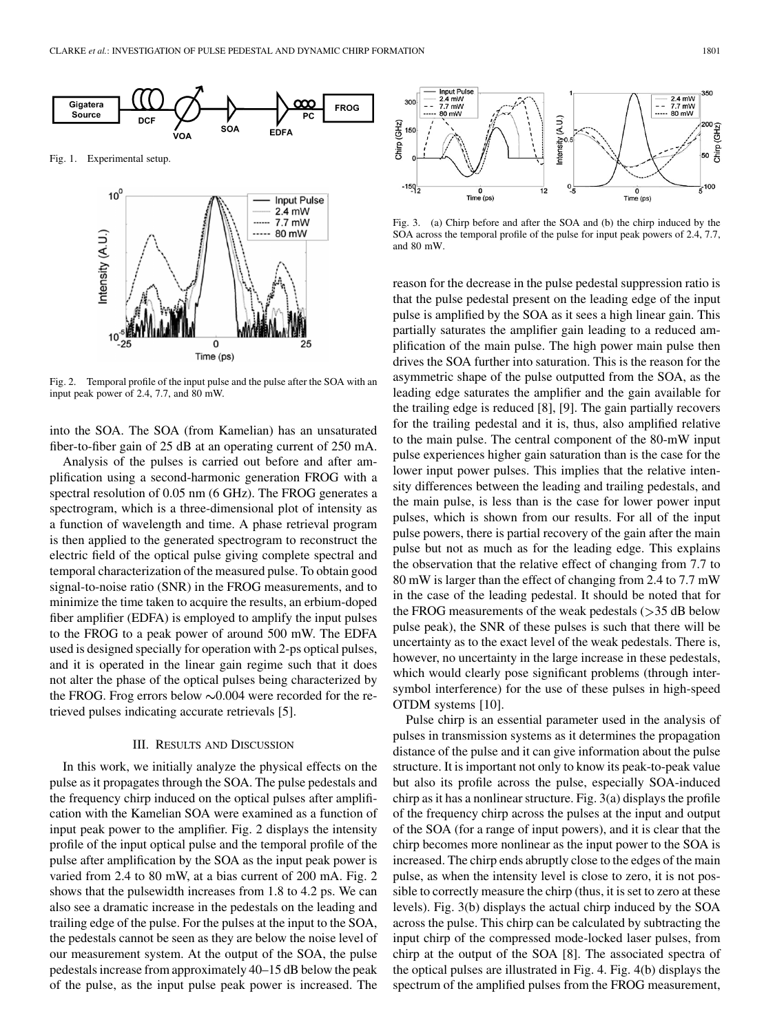Fig. 1. Experimental setup.

Fig. 2. Temporal profile of the input pulse and the pulse after the SOA with an input peak power of 2.4, 7.7, and 80 mW.

into the SOA. The SOA (from Kamelian) has an unsaturated fiber-to-fiber gain of 25 dB at an operating current of 250 mA.

Analysis of the pulses is carried out before and after amplification using a second-harmonic generation FROG with a spectral resolution of 0.05 nm (6 GHz). The FROG generates a spectrogram, which is a three-dimensional plot of intensity as a function of wavelength and time. A phase retrieval program is then applied to the generated spectrogram to reconstruct the electric field of the optical pulse giving complete spectral and temporal characterization of the measured pulse. To obtain good signal-to-noise ratio (SNR) in the FROG measurements, and to minimize the time taken to acquire the results, an erbium-doped fiber amplifier (EDFA) is employed to amplify the input pulses to the FROG to a peak power of around 500 mW. The EDFA used is designed specially for operation with 2-ps optical pulses, and it is operated in the linear gain regime such that it does not alter the phase of the optical pulses being characterized by the FROG. Frog errors below ~0.004 were recorded for the retrieved pulses indicating accurate retrievals [5].

## III. Results and Discussion

In this work, we initially analyze the physical effects on the pulse as it propagates through the SOA. The pulse pedestals and the frequency chirp induced on the optical pulses after amplification with the Kamelian SOA were examined as a function of input peak power to the amplifier. Fig. 2 displays the intensity profile of the input optical pulse and the temporal profile of the pulse after amplification by the SOA as the input peak power is varied from 2.4 to 80 mW, at a bias current of 200 mA. Fig. 2 shows that the pulsewidth increases from 1.8 to 4.2 ps. We can also see a dramatic increase in the pedestals on the leading and trailing edge of the pulse. For the pulses at the input to the SOA, the pedestals cannot be seen as they are below the noise level of our measurement system. At the output of the SOA, the pulse pedestals increase from approximately 40–15 dB below the peak of the pulse, as the input pulse peak power is increased. The reason for the decrease in the pulse pedestal suppression ratio is that the pulse pedestal present on the leading edge of the input pulse is amplified by the SOA as it sees a high linear gain. This partially saturates the amplifier gain leading to a reduced amplification of the main pulse. The high power main pulse then drives the SOA further into saturation. This is the reason for the asymmetric shape of the pulse outputted from the SOA, as the leading edge saturates the amplifier and the gain available for the trailing edge is reduced [8], [9]. The gain partially recovers for the trailing pedestal and it is, thus, also amplified relative to the main pulse. The central component of the 80-mW input pulse experiences higher gain saturation than is the case for the lower input power pulses. This implies that the relative intensity differences between the leading and trailing pedestals, and the main pulse, is less than is the case for lower power input pulses, which is shown from our results. For all of the input pulse powers, there is partial recovery of the gain after the main pulse but not as much as for the leading edge. This explains the observation that the relative effect of changing from 7.7 to 80 mW is larger than the effect of changing from 2.4 to 7.7 mW in the case of the leading pedestal. It should be noted that for the FROG measurements of the weak pedestals (>35 dB below pulse peak), the SNR of these pulses is such that there will be uncertainty as to the exact level of the weak pedestals. There is, however, no uncertainty in the large increase in these pedestals, which would clearly pose significant problems (through intersymbol interference) for the use of these pulses in high-speed OTDM systems [10].

Fig. 3. (a) Chirp before and after the SOA and (b) the chirp induced by the SOA across the temporal profile of the pulse for input peak powers of 2.4, 7.7, and 80 mW.

Pulse chirp is an essential parameter used in the analysis of pulses in transmission systems as it determines the propagation distance of the pulse and it can give information about the pulse structure. It is important not only to know its peak-to-peak value but also its profile across the pulse, especially SOA-induced chirp as it has a nonlinear structure. Fig. 3(a) displays the profile of the frequency chirp across the pulses at the input and output of the SOA (for a range of input powers), and it is clear that the chirp becomes more nonlinear as the input power to the SOA is increased. The chirp ends abruptly close to the edges of the main pulse, as when the intensity level is close to zero, it is not possible to correctly measure the chirp (thus, it is set to zero at these levels). Fig. 3(b) displays the actual chirp induced by the SOA across the pulse. This chirp can be calculated by subtracting the input chirp of the compressed mode-locked laser pulses, from chirp at the output of the SOA [8]. The associated spectra of the optical pulses are illustrated in Fig. 4. Fig. 4(b) displays the spectrum of the amplified pulses from the FROG measurement,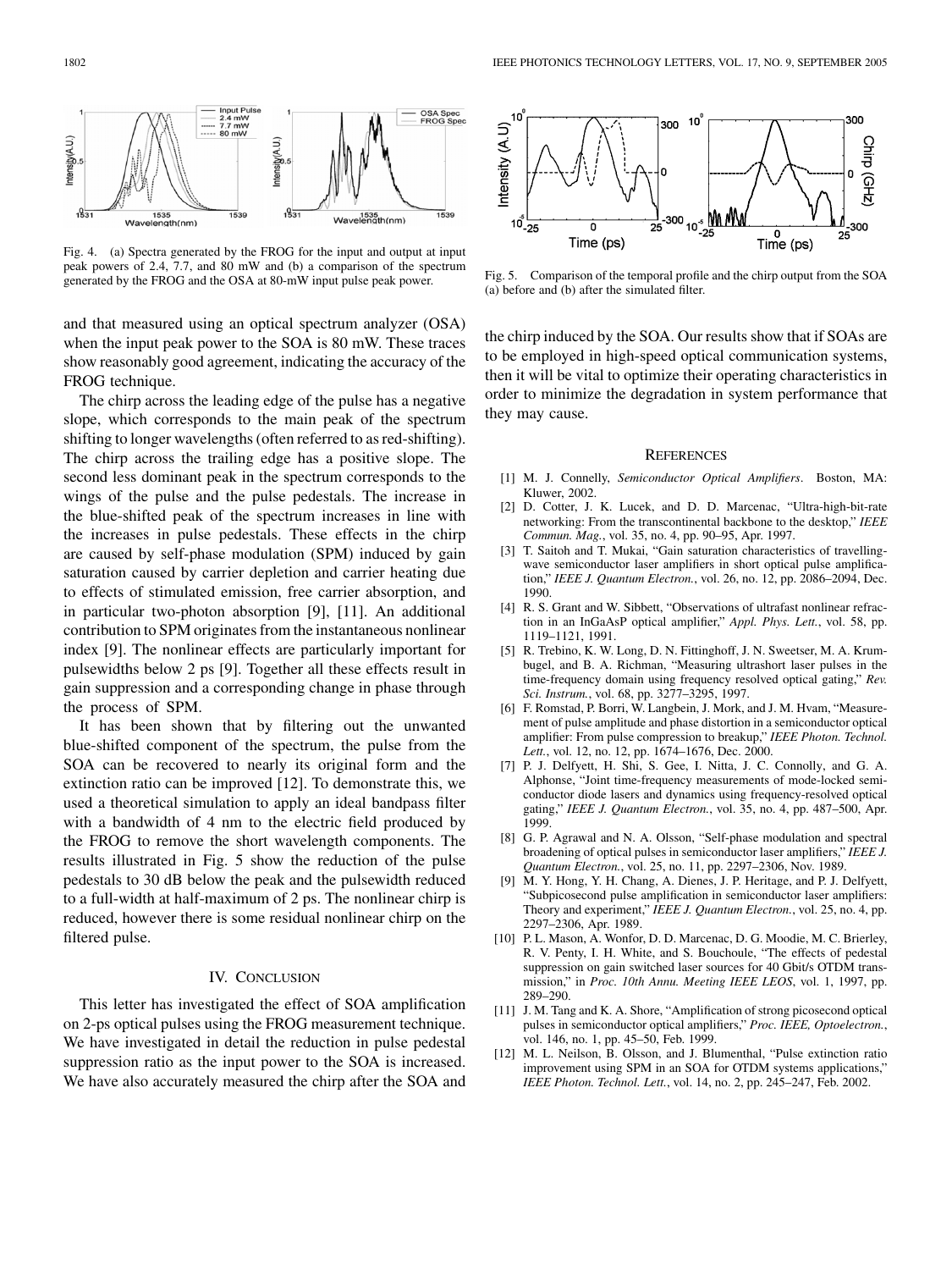Input Pulse
2.4 mW
7.7 mW
80 mW

Intensity(A.U)

1531 1535 1539
Wavelength(nm)

OSA Spec
FROG Spec

Intensity(A.U)

1531 1535 1539
Wavelength(nm)

Fig. 4. (a) Spectra generated by the FROG for the input and output at input peak powers of 2.4, 7.7, and 80 mW and (b) a comparison of the spectrum generated by the FROG and the OSA at 80-mW input pulse peak power.

Intensity (A.U)

Chirp (GHz)

Time (ps)

Time (ps)

Fig. 5. Comparison of the temporal profile and the chirp output from the SOA (a) before and (b) after the simulated filter.

and that measured using an optical spectrum analyzer (OSA) when the input peak power to the SOA is 80 mW. These traces show reasonably good agreement, indicating the accuracy of the FROG technique.

The chirp across the leading edge of the pulse has a negative slope, which corresponds to the main peak of the spectrum shifting to longer wavelengths (often referred to as red-shifting). The chirp across the trailing edge has a positive slope. The second less dominant peak in the spectrum corresponds to the wings of the pulse and the pulse pedestals. The increase in the blue-shifted peak of the spectrum increases in line with the increases in pulse pedestals. These effects in the chirp are caused by self-phase modulation (SPM) induced by gain saturation caused by carrier depletion and carrier heating due to effects of stimulated emission, free carrier absorption, and in particular two-photon absorption [9], [11]. An additional contribution to SPM originates from the instantaneous nonlinear index [9]. The nonlinear effects are particularly important for pulsewidths below 2 ps [9]. Together all these effects result in gain suppression and a corresponding change in phase through the process of SPM.

It has been shown that by filtering out the unwanted blue-shifted component of the spectrum, the pulse from the SOA can be recovered to nearly its original form and the extinction ratio can be improved [12]. To demonstrate this, we used a theoretical simulation to apply an ideal bandpass filter with a bandwidth of 4 nm to the electric field produced by the FROG to remove the short wavelength components. The results illustrated in Fig. 5 show the reduction of the pulse pedestals to 30 dB below the peak and the pulsewidth reduced to a full-width at half-maximum of 2 ps. The nonlinear chirp is reduced, however there is some residual nonlinear chirp on the filtered pulse.

## IV. Conclusion

This letter has investigated the effect of SOA amplification on 2-ps optical pulses using the FROG measurement technique. We have investigated in detail the reduction in pulse pedestal suppression ratio as the input power to the SOA is increased. We have also accurately measured the chirp after the SOA and the chirp induced by the SOA. Our results show that if SOAs are to be employed in high-speed optical communication systems, then it will be vital to optimize their operating characteristics in order to minimize the degradation in system performance that they may cause.

## References

[1] M. J. Connelly, *Semiconductor Optical Amplifiers*. Boston, MA: Kluwer, 2002.

[2] D. Cotter, J. K. Lucek, and D. D. Marcenac, "Ultra-high-bit-rate networking: From the transcontinental backbone to the desktop," *IEEE Commun. Mag.*, vol. 35, no. 4, pp. 90–95, Apr. 1997.

[3] T. Saitoh and T. Mukai, "Gain saturation characteristics of travelling-wave semiconductor laser amplifiers in short optical pulse amplification," *IEEE J. Quantum Electron.*, vol. 26, no. 12, pp. 2086–2094, Dec. 1990.

[4] R. S. Grant and W. Sibbett, "Observations of ultrafast nonlinear refraction in an InGaAsP optical amplifier," *Appl. Phys. Lett.*, vol. 58, pp. 1119–1121, 1991.

[5] R. Trebino, K. W. Long, D. N. Fittinghoff, J. N. Sweetser, M. A. Krumbugel, and B. A. Richman, "Measuring ultrashort laser pulses in the time-frequency domain using frequency resolved optical gating," *Rev. Sci. Instrum.*, vol. 68, pp. 3277–3295, 1997.

[6] F. Romstad, P. Borri, W. Langbein, J. Mork, and J. M. Hvam, "Measurement of pulse amplitude and phase distortion in a semiconductor optical amplifier: From pulse compression to breakup," *IEEE Photon. Technol. Lett.*, vol. 12, no. 12, pp. 1674–1676, Dec. 2000.

[7] P. J. Delfyett, H. Shi, S. Gee, I. Nitta, J. C. Connolly, and G. A. Alphonse, "Joint time-frequency measurements of mode-locked semiconductor diode lasers and dynamics using frequency-resolved optical gating," *IEEE J. Quantum Electron.*, vol. 35, no. 4, pp. 487–500, Apr. 1999.

[8] G. P. Agrawal and N. A. Olsson, "Self-phase modulation and spectral broadening of optical pulses in semiconductor laser amplifiers," *IEEE J. Quantum Electron.*, vol. 25, no. 11, pp. 2297–2306, Nov. 1989.

[9] M. Y. Hong, Y. H. Chang, A. Dienes, J. P. Heritage, and P. J. Delfyett, "Subpicosecond pulse amplification in semiconductor laser amplifiers: Theory and experiment," *IEEE J. Quantum Electron.*, vol. 25, no. 4, pp. 2297–2306, Apr. 1989.

[10] P. L. Mason, A. Wonfor, D. D. Marcenac, D. G. Moodie, M. C. Brierley, R. V. Penty, I. H. White, and S. Bouchoule, "The effects of pedestal suppression on gain switched laser sources for 40 Gbit/s OTDM transmission," in *Proc. 10th Annu. Meeting IEEE LEOS*, vol. 1, 1997, pp. 289–290.

[11] J. M. Tang and K. A. Shore, "Amplification of strong picosecond optical pulses in semiconductor optical amplifiers," *Proc. IEEE, Optoelectron.*, vol. 146, no. 1, pp. 45–50, Feb. 1999.

[12] M. L. Neilson, B. Olsson, and J. Blumenthal, "Pulse extinction ratio improvement using SPM in an SOA for OTDM systems applications," *IEEE Photon. Technol. Lett.*, vol. 14, no. 2, pp. 245–247, Feb. 2002.